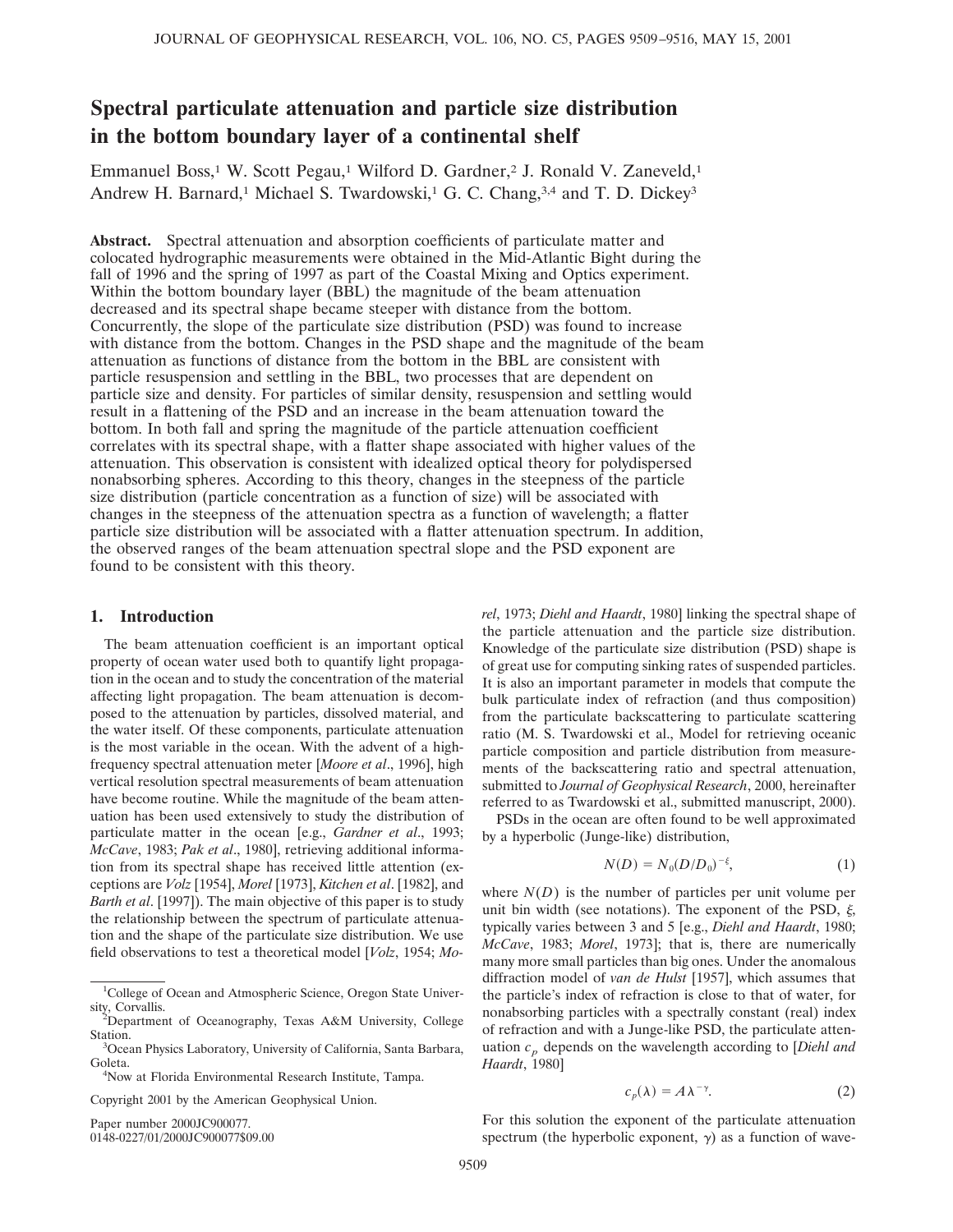# Spectral particulate attenuation and particle size distribution in the bottom boundary layer of a continental shelf

Emmanuel Boss,[1] W. Scott Pegau,[1] Wilford D. Gardner,[2] J. Ronald V. Zaneveld,[1] Andrew H. Barnard,[1] Michael S. Twardowski,[1] G. C. Chang,[3,4] and T. D. Dickey[3]

**Abstract.** Spectral attenuation and absorption coefficients of particulate matter and colocated hydrographic measurements were obtained in the Mid-Atlantic Bight during the fall of 1996 and the spring of 1997 as part of the Coastal Mixing and Optics experiment. Within the bottom boundary layer (BBL) the magnitude of the beam attenuation decreased and its spectral shape became steeper with distance from the bottom. Concurrently, the slope of the particulate size distribution (PSD) was found to increase with distance from the bottom. Changes in the PSD shape and the magnitude of the beam attenuation as functions of distance from the bottom in the BBL are consistent with particle resuspension and settling in the BBL, two processes that are dependent on particle size and density. For particles of similar density, resuspension and settling would result in a flattening of the PSD and an increase in the beam attenuation toward the bottom. In both fall and spring the magnitude of the particle attenuation coefficient correlates with its spectral shape, with a flatter shape associated with higher values of the attenuation. This observation is consistent with idealized optical theory for polydispersed nonabsorbing spheres. According to this theory, changes in the steepness of the particle size distribution (particle concentration as a function of size) will be associated with changes in the steepness of the attenuation spectra as a function of wavelength; a flatter particle size distribution will be associated with a flatter attenuation spectrum. In addition, the observed ranges of the beam attenuation spectral slope and the PSD exponent are found to be consistent with this theory.

## 1. Introduction

The beam attenuation coefficient is an important optical property of ocean water used both to quantify light propagation in the ocean and to study the concentration of the material affecting light propagation. The beam attenuation is decomposed to the attenuation by particles, dissolved material, and the water itself. Of these components, particulate attenuation is the most variable in the ocean. With the advent of a high-frequency spectral attenuation meter [*Moore et al*., 1996], high vertical resolution spectral measurements of beam attenuation have become routine. While the magnitude of the beam attenuation has been used extensively to study the distribution of particulate matter in the ocean [e.g., *Gardner et al*., 1993; *McCave*, 1983; *Pak et al*., 1980], retrieving additional information from its spectral shape has received little attention (exceptions are *Volz* [1954], *Morel* [1973], *Kitchen et al*. [1982], and *Barth et al*. [1997]). The main objective of this paper is to study the relationship between the spectrum of particulate attenuation and the shape of the particulate size distribution. We use field observations to test a theoretical model [*Volz*, 1954; *Morel*, 1973; *Diehl and Haardt*, 1980] linking the spectral shape of the particle attenuation and the particle size distribution. Knowledge of the particulate size distribution (PSD) shape is of great use for computing sinking rates of suspended particles. It is also an important parameter in models that compute the bulk particulate index of refraction (and thus composition) from the particulate backscattering to particulate scattering ratio (M. S. Twardowski et al., Model for retrieving oceanic particle composition and particle distribution from measurements of the backscattering ratio and spectral attenuation, submitted to *Journal of Geophysical Research*, 2000, hereinafter referred to as Twardowski et al., submitted manuscript, 2000).

PSDs in the ocean are often found to be well approximated by a hyperbolic (Junge-like) distribution,

$$N(D) = N_0(D/D_0)^{-\xi}, \tag{1}$$

where $N(D)$ is the number of particles per unit volume per unit bin width (see notations). The exponent of the PSD, $\xi$, typically varies between 3 and 5 [e.g., *Diehl and Haardt*, 1980; *McCave*, 1983; *Morel*, 1973]; that is, there are numerically many more small particles than big ones. Under the anomalous diffraction model of *van de Hulst* [1957], which assumes that the particle's index of refraction is close to that of water, for nonabsorbing particles with a spectrally constant (real) index of refraction and with a Junge-like PSD, the particulate attenuation $c_p$ depends on the wavelength according to [*Diehl and Haardt*, 1980]

$$c_p(\lambda) = A\lambda^{-\gamma}. \tag{2}$$

For this solution the exponent of the particulate attenuation spectrum (the hyperbolic exponent, $\gamma$) as a function of wave-

---

[1] College of Ocean and Atmospheric Science, Oregon State University, Corvallis.

[2] Department of Oceanography, Texas A&M University, College Station.

[3] Ocean Physics Laboratory, University of California, Santa Barbara, Goleta.

[4] Now at Florida Environmental Research Institute, Tampa.

Copyright 2001 by the American Geophysical Union.

Paper number 2000JC900077.
0148-0227/01/2000JC900077$09.00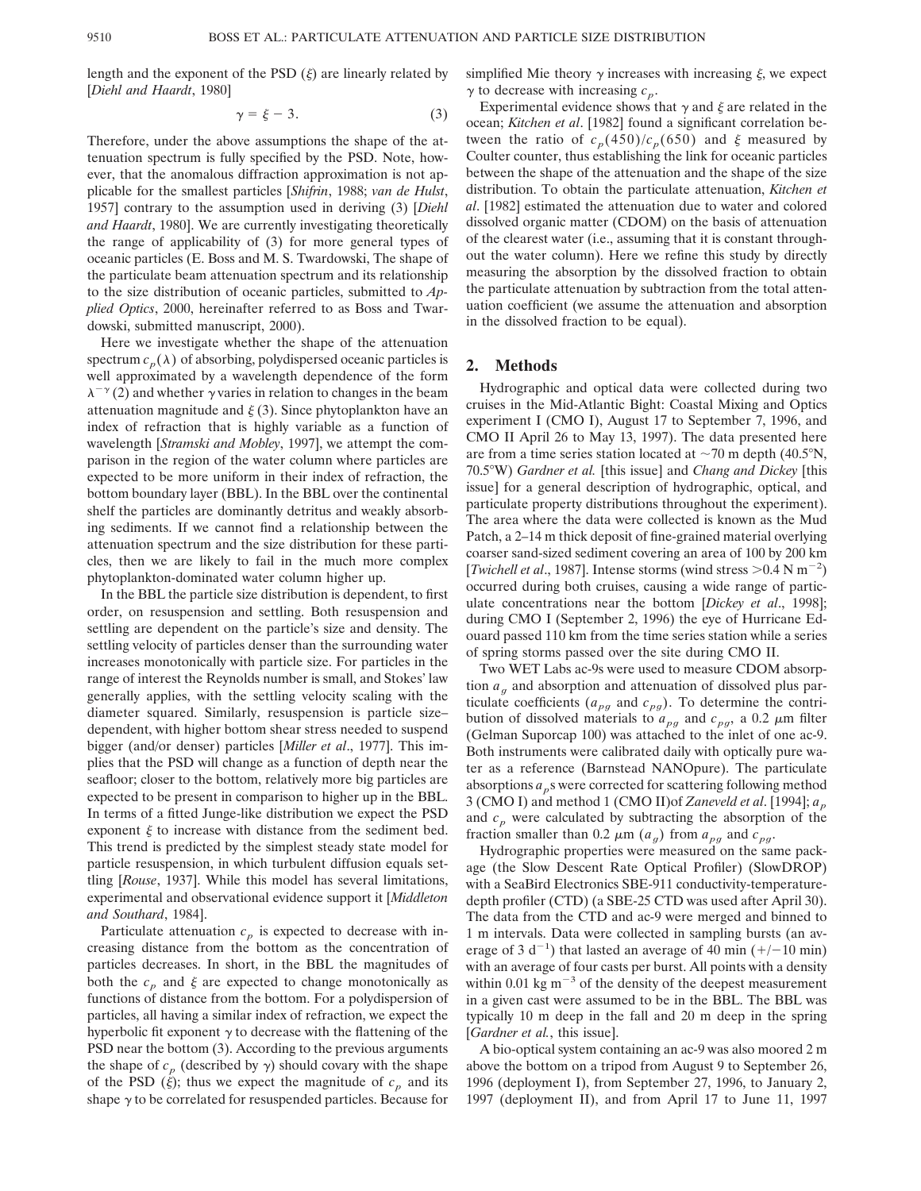length and the exponent of the PSD ($\xi$) are linearly related by [*Diehl and Haardt*, 1980]

$$\gamma = \xi - 3. \tag{3}$$

Therefore, under the above assumptions the shape of the attenuation spectrum is fully specified by the PSD. Note, however, that the anomalous diffraction approximation is not applicable for the smallest particles [*Shifrin*, 1988; *van de Hulst*, 1957] contrary to the assumption used in deriving (3) [*Diehl and Haardt*, 1980]. We are currently investigating theoretically the range of applicability of (3) for more general types of oceanic particles (E. Boss and M. S. Twardowski, The shape of the particulate beam attenuation spectrum and its relationship to the size distribution of oceanic particles, submitted to *Applied Optics*, 2000, hereinafter referred to as Boss and Twardowski, submitted manuscript, 2000).

Here we investigate whether the shape of the attenuation spectrum $c_p(\lambda)$ of absorbing, polydispersed oceanic particles is well approximated by a wavelength dependence of the form $\lambda^{-\gamma}$ (2) and whether $\gamma$ varies in relation to changes in the beam attenuation magnitude and $\xi$ (3). Since phytoplankton have an index of refraction that is highly variable as a function of wavelength [*Stramski and Mobley*, 1997], we attempt the comparison in the region of the water column where particles are expected to be more uniform in their index of refraction, the bottom boundary layer (BBL). In the BBL over the continental shelf the particles are dominantly detritus and weakly absorbing sediments. If we cannot find a relationship between the attenuation spectrum and the size distribution for these particles, then we are likely to fail in the much more complex phytoplankton-dominated water column higher up.

In the BBL the particle size distribution is dependent, to first order, on resuspension and settling. Both resuspension and settling are dependent on the particle's size and density. The settling velocity of particles denser than the surrounding water increases monotonically with particle size. For particles in the range of interest the Reynolds number is small, and Stokes' law generally applies, with the settling velocity scaling with the diameter squared. Similarly, resuspension is particle size–dependent, with higher bottom shear stress needed to suspend bigger (and/or denser) particles [*Miller et al*., 1977]. This implies that the PSD will change as a function of depth near the seafloor; closer to the bottom, relatively more big particles are expected to be present in comparison to higher up in the BBL. In terms of a fitted Junge-like distribution we expect the PSD exponent $\xi$ to increase with distance from the sediment bed. This trend is predicted by the simplest steady state model for particle resuspension, in which turbulent diffusion equals settling [*Rouse*, 1937]. While this model has several limitations, experimental and observational evidence support it [*Middleton and Southard*, 1984].

Particulate attenuation $c_p$ is expected to decrease with increasing distance from the bottom as the concentration of particles decreases. In short, in the BBL the magnitudes of both the $c_p$ and $\xi$ are expected to change monotonically as functions of distance from the bottom. For a polydispersion of particles, all having a similar index of refraction, we expect the hyperbolic fit exponent $\gamma$ to decrease with the flattening of the PSD near the bottom (3). According to the previous arguments the shape of $c_p$ (described by $\gamma$) should covary with the shape of the PSD ($\xi$); thus we expect the magnitude of $c_p$ and its shape $\gamma$ to be correlated for resuspended particles. Because for simplified Mie theory $\gamma$ increases with increasing $\xi$, we expect $\gamma$ to decrease with increasing $c_p$.

Experimental evidence shows that $\gamma$ and $\xi$ are related in the ocean; *Kitchen et al*. [1982] found a significant correlation between the ratio of $c_p(450)/c_p(650)$ and $\xi$ measured by Coulter counter, thus establishing the link for oceanic particles between the shape of the attenuation and the shape of the size distribution. To obtain the particulate attenuation, *Kitchen et al*. [1982] estimated the attenuation due to water and colored dissolved organic matter (CDOM) on the basis of attenuation of the clearest water (i.e., assuming that it is constant throughout the water column). Here we refine this study by directly measuring the absorption by the dissolved fraction to obtain the particulate attenuation by subtraction from the total attenuation coefficient (we assume the attenuation and absorption in the dissolved fraction to be equal).

## 2. Methods

Hydrographic and optical data were collected during two cruises in the Mid-Atlantic Bight: Coastal Mixing and Optics experiment I (CMO I), August 17 to September 7, 1996, and CMO II April 26 to May 13, 1997). The data presented here are from a time series station located at ~70 m depth (40.5°N, 70.5°W) *Gardner et al.* [this issue] and *Chang and Dickey* [this issue] for a general description of hydrographic, optical, and particulate property distributions throughout the experiment). The area where the data were collected is known as the Mud Patch, a 2–14 m thick deposit of fine-grained material overlying coarser sand-sized sediment covering an area of 100 by 200 km [*Twichell et al*., 1987]. Intense storms (wind stress $>0.4$ N m$^{-2}$) occurred during both cruises, causing a wide range of particulate concentrations near the bottom [*Dickey et al*., 1998]; during CMO I (September 2, 1996) the eye of Hurricane Edouard passed 110 km from the time series station while a series of spring storms passed over the site during CMO II.

Two WET Labs ac-9s were used to measure CDOM absorption $a_g$ and absorption and attenuation of dissolved plus particulate coefficients ($a_{pg}$ and $c_{pg}$). To determine the contribution of dissolved materials to $a_{pg}$ and $c_{pg}$, a 0.2 $\mu$m filter (Gelman Suporcap 100) was attached to the inlet of one ac-9. Both instruments were calibrated daily with optically pure water as a reference (Barnstead NANOpure). The particulate absorptions $a_p$s were corrected for scattering following method 3 (CMO I) and method 1 (CMO II)of *Zaneveld et al*. [1994]; $a_p$ and $c_p$ were calculated by subtracting the absorption of the fraction smaller than 0.2 $\mu$m ($a_g$) from $a_{pg}$ and $c_{pg}$.

Hydrographic properties were measured on the same package (the Slow Descent Rate Optical Profiler) (SlowDROP) with a SeaBird Electronics SBE-911 conductivity-temperature-depth profiler (CTD) (a SBE-25 CTD was used after April 30). The data from the CTD and ac-9 were merged and binned to 1 m intervals. Data were collected in sampling bursts (an average of 3 d$^{-1}$) that lasted an average of 40 min (+/−10 min) with an average of four casts per burst. All points with a density within 0.01 kg m$^{-3}$ of the density of the deepest measurement in a given cast were assumed to be in the BBL. The BBL was typically 10 m deep in the fall and 20 m deep in the spring [*Gardner et al.*, this issue].

A bio-optical system containing an ac-9 was also moored 2 m above the bottom on a tripod from August 9 to September 26, 1996 (deployment I), from September 27, 1996, to January 2, 1997 (deployment II), and from April 17 to June 11, 1997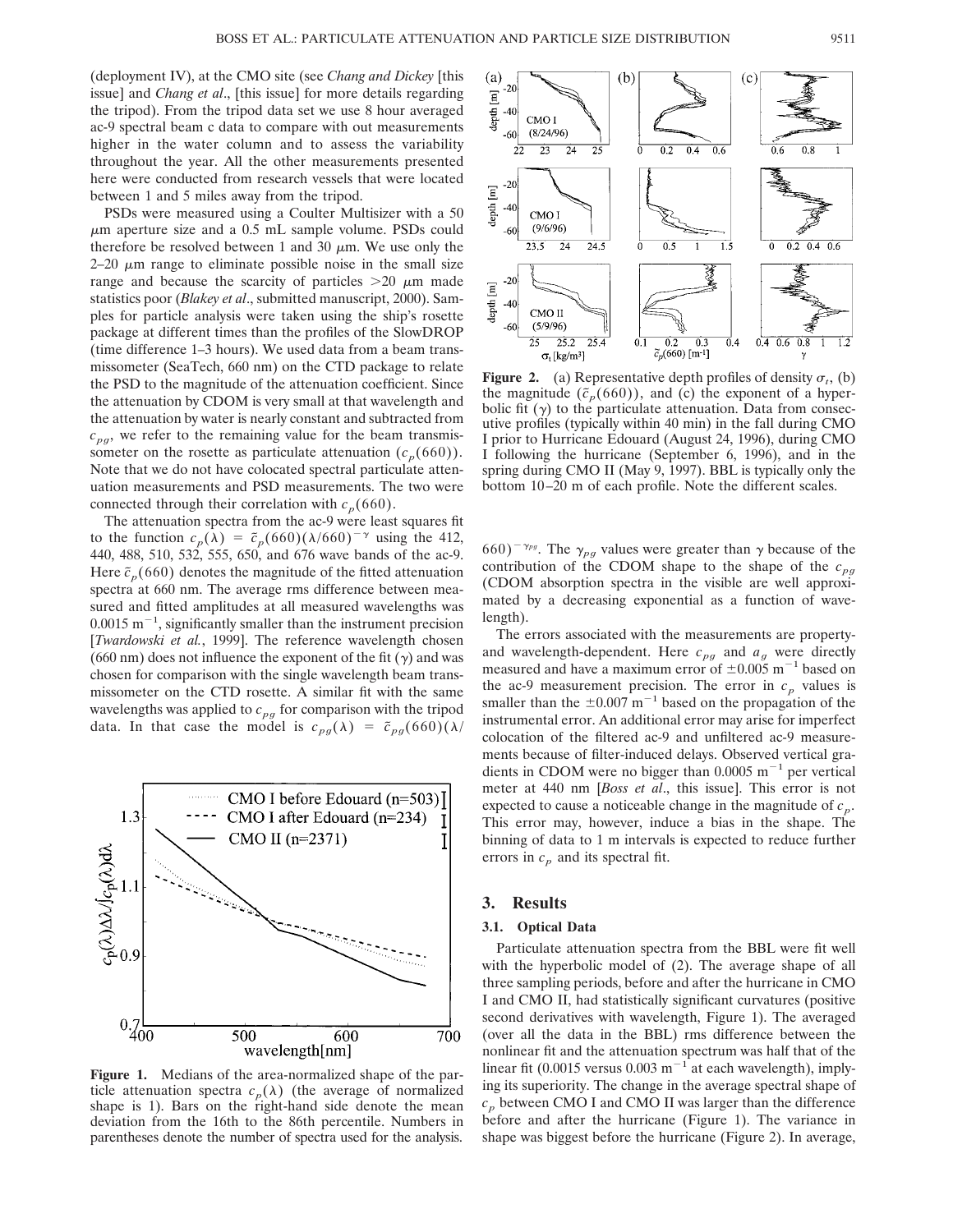(deployment IV), at the CMO site (see *Chang and Dickey* [this issue] and *Chang et al.*, [this issue] for more details regarding the tripod). From the tripod data set we use 8 hour averaged ac-9 spectral beam c data to compare with out measurements higher in the water column and to assess the variability throughout the year. All the other measurements presented here were conducted from research vessels that were located between 1 and 5 miles away from the tripod.

PSDs were measured using a Coulter Multisizer with a 50 $\mu$m aperture size and a 0.5 mL sample volume. PSDs could therefore be resolved between 1 and 30 $\mu$m. We use only the 2–20 $\mu$m range to eliminate possible noise in the small size range and because the scarcity of particles >20 $\mu$m made statistics poor (*Blakey et al.*, submitted manuscript, 2000). Samples for particle analysis were taken using the ship's rosette package at different times than the profiles of the SlowDROP (time difference 1–3 hours). We used data from a beam transmissometer (SeaTech, 660 nm) on the CTD package to relate the PSD to the magnitude of the attenuation coefficient. Since the attenuation by CDOM is very small at that wavelength and the attenuation by water is nearly constant and subtracted from $c_{pg}$, we refer to the remaining value for the beam transmissometer on the rosette as particulate attenuation ($c_p(660)$). Note that we do not have colocated spectral particulate attenuation measurements and PSD measurements. The two were connected through their correlation with $c_p(660)$.

The attenuation spectra from the ac-9 were least squares fit to the function $c_p(\lambda) = \tilde{c}_p(660)(\lambda/660)^{-\gamma}$ using the 412, 440, 488, 510, 532, 555, 650, and 676 wave bands of the ac-9. Here $\tilde{c}_p(660)$ denotes the magnitude of the fitted attenuation spectra at 660 nm. The average rms difference between measured and fitted amplitudes at all measured wavelengths was 0.0015 m$^{-1}$, significantly smaller than the instrument precision [*Twardowski et al.*, 1999]. The reference wavelength chosen (660 nm) does not influence the exponent of the fit ($\gamma$) and was chosen for comparison with the single wavelength beam transmissometer on the CTD rosette. A similar fit with the same wavelengths was applied to $c_{pg}$ for comparison with the tripod data. In that case the model is $c_{pg}(\lambda) = \tilde{c}_{pg}(660)(\lambda/660)^{-\gamma_{pg}}$. The $\gamma_{pg}$ values were greater than $\gamma$ because of the contribution of the CDOM shape to the shape of the $c_{pg}$ (CDOM absorption spectra in the visible are well approximated by a decreasing exponential as a function of wavelength).

**Figure 1.** Medians of the area-normalized shape of the particle attenuation spectra $c_p(\lambda)$ (the average of normalized shape is 1). Bars on the right-hand side denote the mean deviation from the 16th to the 86th percentile. Numbers in parentheses denote the number of spectra used for the analysis.

**Figure 2.** (a) Representative depth profiles of density $\sigma_t$, (b) the magnitude ($\tilde{c}_p(660)$), and (c) the exponent of a hyperbolic fit ($\gamma$) to the particulate attenuation. Data from consecutive profiles (typically within 40 min) in the fall during CMO I prior to Hurricane Edouard (August 24, 1996), during CMO I following the hurricane (September 6, 1996), and in the spring during CMO II (May 9, 1997). BBL is typically only the bottom 10–20 m of each profile. Note the different scales.

The errors associated with the measurements are property- and wavelength-dependent. Here $c_{pg}$ and $a_g$ were directly measured and have a maximum error of $\pm$0.005 m$^{-1}$ based on the ac-9 measurement precision. The error in $c_p$ values is smaller than the $\pm$0.007 m$^{-1}$ based on the propagation of the instrumental error. An additional error may arise for imperfect colocation of the filtered ac-9 and unfiltered ac-9 measurements because of filter-induced delays. Observed vertical gradients in CDOM were no bigger than 0.0005 m$^{-1}$ per vertical meter at 440 nm [*Boss et al.*, this issue]. This error is not expected to cause a noticeable change in the magnitude of $c_p$. This error may, however, induce a bias in the shape. The binning of data to 1 m intervals is expected to reduce further errors in $c_p$ and its spectral fit.

## 3. Results

### 3.1. Optical Data

Particulate attenuation spectra from the BBL were fit well with the hyperbolic model of (2). The average shape of all three sampling periods, before and after the hurricane in CMO I and CMO II, had statistically significant curvatures (positive second derivatives with wavelength, Figure 1). The averaged (over all the data in the BBL) rms difference between the nonlinear fit and the attenuation spectrum was half that of the linear fit (0.0015 versus 0.003 m$^{-1}$ at each wavelength), implying its superiority. The change in the average spectral shape of $c_p$ between CMO I and CMO II was larger than the difference before and after the hurricane (Figure 1). The variance in shape was biggest before the hurricane (Figure 2). In average,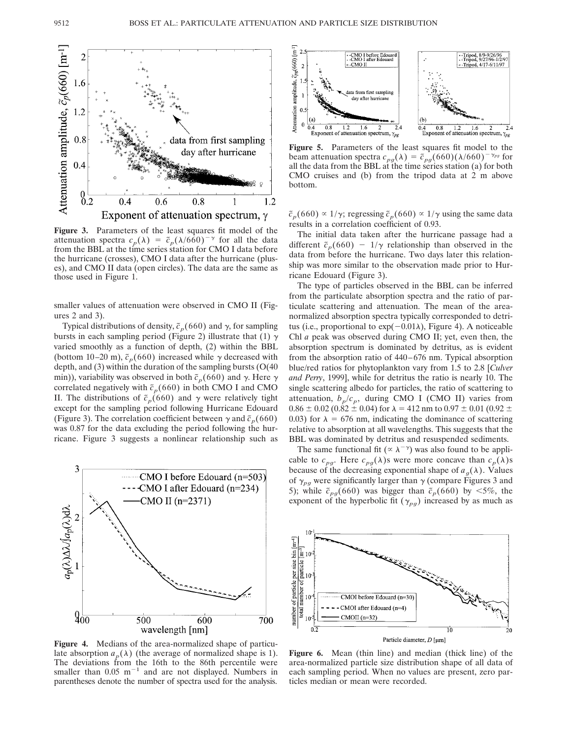**Figure 3.** Parameters of the least squares fit model of the attenuation spectra $c_p(\lambda) = \tilde{c}_p(\lambda/660)^{-\gamma}$ for all the data from the BBL at the time series station for CMO I data before the hurricane (crosses), CMO I data after the hurricane (pluses), and CMO II data (open circles). The data are the same as those used in Figure 1.

smaller values of attenuation were observed in CMO II (Figures 2 and 3).

Typical distributions of density, $\tilde{c}_p(660)$ and $\gamma$, for sampling bursts in each sampling period (Figure 2) illustrate that (1) $\gamma$ varied smoothly as a function of depth, (2) within the BBL (bottom 10–20 m), $\tilde{c}_p(660)$ increased while $\gamma$ decreased with depth, and (3) within the duration of the sampling bursts (O(40 min)), variability was observed in both $\tilde{c}_p(660)$ and $\gamma$. Here $\gamma$ correlated negatively with $\tilde{c}_p(660)$ in both CMO I and CMO II. The distributions of $\tilde{c}_p(660)$ and $\gamma$ were relatively tight except for the sampling period following Hurricane Edouard (Figure 3). The correlation coefficient between $\gamma$ and $\tilde{c}_p(660)$ was 0.87 for the data excluding the period following the hurricane. Figure 3 suggests a nonlinear relationship such as $\tilde{c}_p(660) \propto 1/\gamma$; regressing $\tilde{c}_p(660) \propto 1/\gamma$ using the same data results in a correlation coefficient of 0.93.

**Figure 4.** Medians of the area-normalized shape of particulate absorption $a_p(\lambda)$ (the average of normalized shape is 1). The deviations from the 16th to the 86th percentile were smaller than 0.05 $m^{-1}$ and are not displayed. Numbers in parentheses denote the number of spectra used for the analysis.

**Figure 5.** Parameters of the least squares fit model to the beam attenuation spectra $c_{pg}(\lambda) = \tilde{c}_{pg}(660)(\lambda/660)^{-\gamma_{pg}}$ for all the data from the BBL at the time series station (a) for both CMO cruises and (b) from the tripod data at 2 m above bottom.

The initial data taken after the hurricane passage had a different $\tilde{c}_p(660) - 1/\gamma$ relationship than observed in the data from before the hurricane. Two days later this relationship was more similar to the observation made prior to Hurricane Edouard (Figure 3).

The type of particles observed in the BBL can be inferred from the particulate absorption spectra and the ratio of particulate scattering and attenuation. The mean of the area-normalized absorption spectra typically corresponded to detritus (i.e., proportional to $\exp(-0.01\lambda)$, Figure 4). A noticeable Chl *a* peak was observed during CMO II; yet, even then, the absorption spectrum is dominated by detritus, as is evident from the absorption ratio of 440–676 nm. Typical absorption blue/red ratios for phytoplankton vary from 1.5 to 2.8 [*Culver and Perry*, 1999], while for detritus the ratio is nearly 10. The single scattering albedo for particles, the ratio of scattering to attenuation, $b_p/c_p$, during CMO I (CMO II) varies from $0.86 \pm 0.02$ ($0.82 \pm 0.04$) for $\lambda = 412$ nm to $0.97 \pm 0.01$ ($0.92 \pm 0.03$) for $\lambda = 676$ nm, indicating the dominance of scattering relative to absorption at all wavelengths. This suggests that the BBL was dominated by detritus and resuspended sediments.

The same functional fit ($\propto \lambda^{-\gamma}$) was also found to be applicable to $c_{pg}$. Here $c_{pg}(\lambda)$s were more concave than $c_p(\lambda)$s because of the decreasing exponential shape of $a_g(\lambda)$. Values of $\gamma_{pg}$ were significantly larger than $\gamma$ (compare Figures 3 and 5); while $\tilde{c}_{pg}(660)$ was bigger than $\tilde{c}_p(660)$ by <5%, the exponent of the hyperbolic fit ($\gamma_{pg}$) increased by as much as

**Figure 6.** Mean (thin line) and median (thick line) of the area-normalized particle size distribution shape of all data of each sampling period. When no values are present, zero particles median or mean were recorded.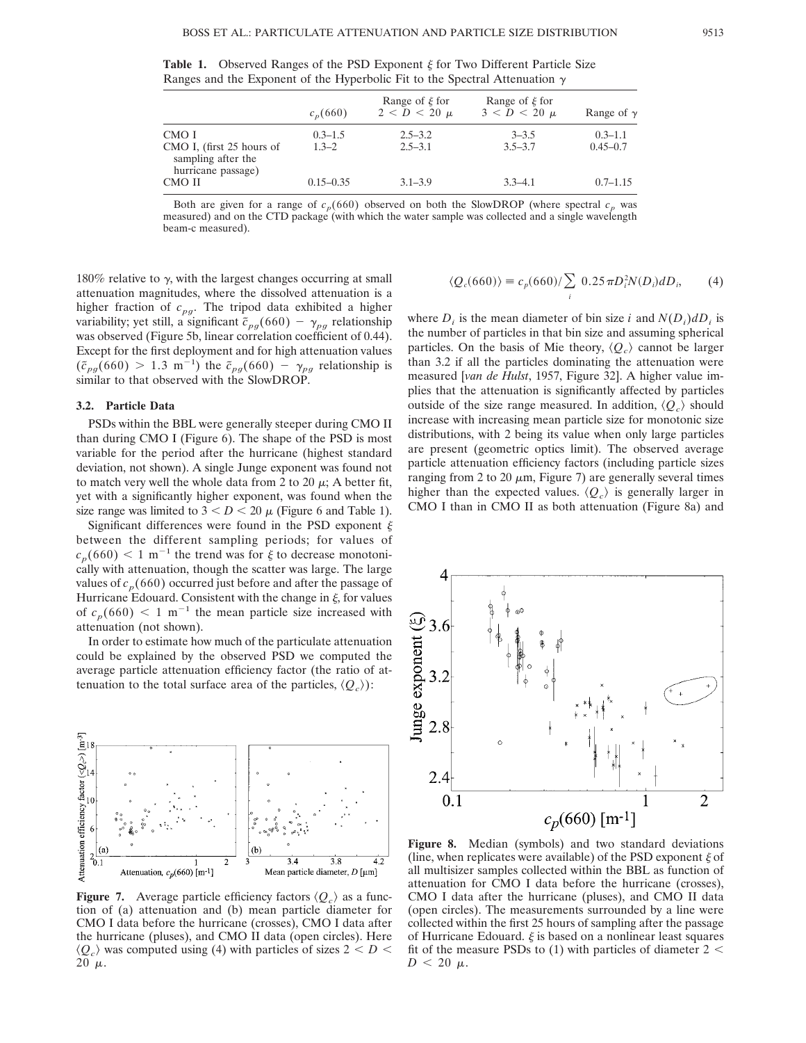**Table 1.** Observed Ranges of the PSD Exponent $\xi$ for Two Different Particle Size Ranges and the Exponent of the Hyperbolic Fit to the Spectral Attenuation $\gamma$

| | $c_p(660)$ | Range of $\xi$ for $2 < D < 20\ \mu$ | Range of $\xi$ for $3 < D < 20\ \mu$ | Range of $\gamma$ |
|---|---|---|---|---|
| CMO I | 0.3–1.5 | 2.5–3.2 | 3–3.5 | 0.3–1.1 |
| CMO I, (first 25 hours of sampling after the hurricane passage) | 1.3–2 | 2.5–3.1 | 3.5–3.7 | 0.45–0.7 |
| CMO II | 0.15–0.35 | 3.1–3.9 | 3.3–4.1 | 0.7–1.15 |

Both are given for a range of $c_p(660)$ observed on both the SlowDROP (where spectral $c_p$ was measured) and on the CTD package (with which the water sample was collected and a single wavelength beam-c measured).

180% relative to $\gamma$, with the largest changes occurring at small attenuation magnitudes, where the dissolved attenuation is a higher fraction of $c_{pg}$. The tripod data exhibited a higher variability; yet still, a significant $\bar{c}_{pg}(660) - \gamma_{pg}$ relationship was observed (Figure 5b, linear correlation coefficient of 0.44). Except for the first deployment and for high attenuation values ($\bar{c}_{pg}(660) > 1.3\ \text{m}^{-1}$) the $\bar{c}_{pg}(660) - \gamma_{pg}$ relationship is similar to that observed with the SlowDROP.

### 3.2. Particle Data

PSDs within the BBL were generally steeper during CMO II than during CMO I (Figure 6). The shape of the PSD is most variable for the period after the hurricane (highest standard deviation, not shown). A single Junge exponent was found not to match very well the whole data from 2 to 20 $\mu$; A better fit, yet with a significantly higher exponent, was found when the size range was limited to $3 < D < 20\ \mu$ (Figure 6 and Table 1).

Significant differences were found in the PSD exponent $\xi$ between the different sampling periods; for values of $c_p(660) < 1\ \text{m}^{-1}$ the trend was for $\xi$ to decrease monotonically with attenuation, though the scatter was large. The large values of $c_p(660)$ occurred just before and after the passage of Hurricane Edouard. Consistent with the change in $\xi$, for values of $c_p(660) < 1\ \text{m}^{-1}$ the mean particle size increased with attenuation (not shown).

In order to estimate how much of the particulate attenuation could be explained by the observed PSD we computed the average particle attenuation efficiency factor (the ratio of attenuation to the total surface area of the particles, $\langle Q_c \rangle$):

$$\langle Q_c(660) \rangle \equiv c_p(660) / \sum_i 0.25 \pi D_i^2 N(D_i) dD_i, \qquad (4)$$

where $D_i$ is the mean diameter of bin size $i$ and $N(D_i)dD_i$ is the number of particles in that bin size and assuming spherical particles. On the basis of Mie theory, $\langle Q_c \rangle$ cannot be larger than 3.2 if all the particles dominating the attenuation were measured [*van de Hulst*, 1957, Figure 32]. A higher value implies that the attenuation is significantly affected by particles outside of the size range measured. In addition, $\langle Q_c \rangle$ should increase with increasing mean particle size for monotonic size distributions, with 2 being its value when only large particles are present (geometric optics limit). The observed average particle attenuation efficiency factors (including particle sizes ranging from 2 to 20 $\mu$m, Figure 7) are generally several times higher than the expected values. $\langle Q_c \rangle$ is generally larger in CMO I than in CMO II as both attenuation (Figure 8a) and

**Figure 7.** Average particle efficiency factors $\langle Q_c \rangle$ as a function of (a) attenuation and (b) mean particle diameter for CMO I data before the hurricane (crosses), CMO I data after the hurricane (pluses), and CMO II data (open circles). Here $\langle Q_c \rangle$ was computed using (4) with particles of sizes $2 < D < 20\ \mu$.

**Figure 8.** Median (symbols) and two standard deviations (line, when replicates were available) of the PSD exponent $\xi$ of all multisizer samples collected within the BBL as function of attenuation for CMO I data before the hurricane (crosses), CMO I data after the hurricane (pluses), and CMO II data (open circles). The measurements surrounded by a line were collected within the first 25 hours of sampling after the passage of Hurricane Edouard. $\xi$ is based on a nonlinear least squares fit of the measure PSDs to (1) with particles of diameter $2 < D < 20\ \mu$.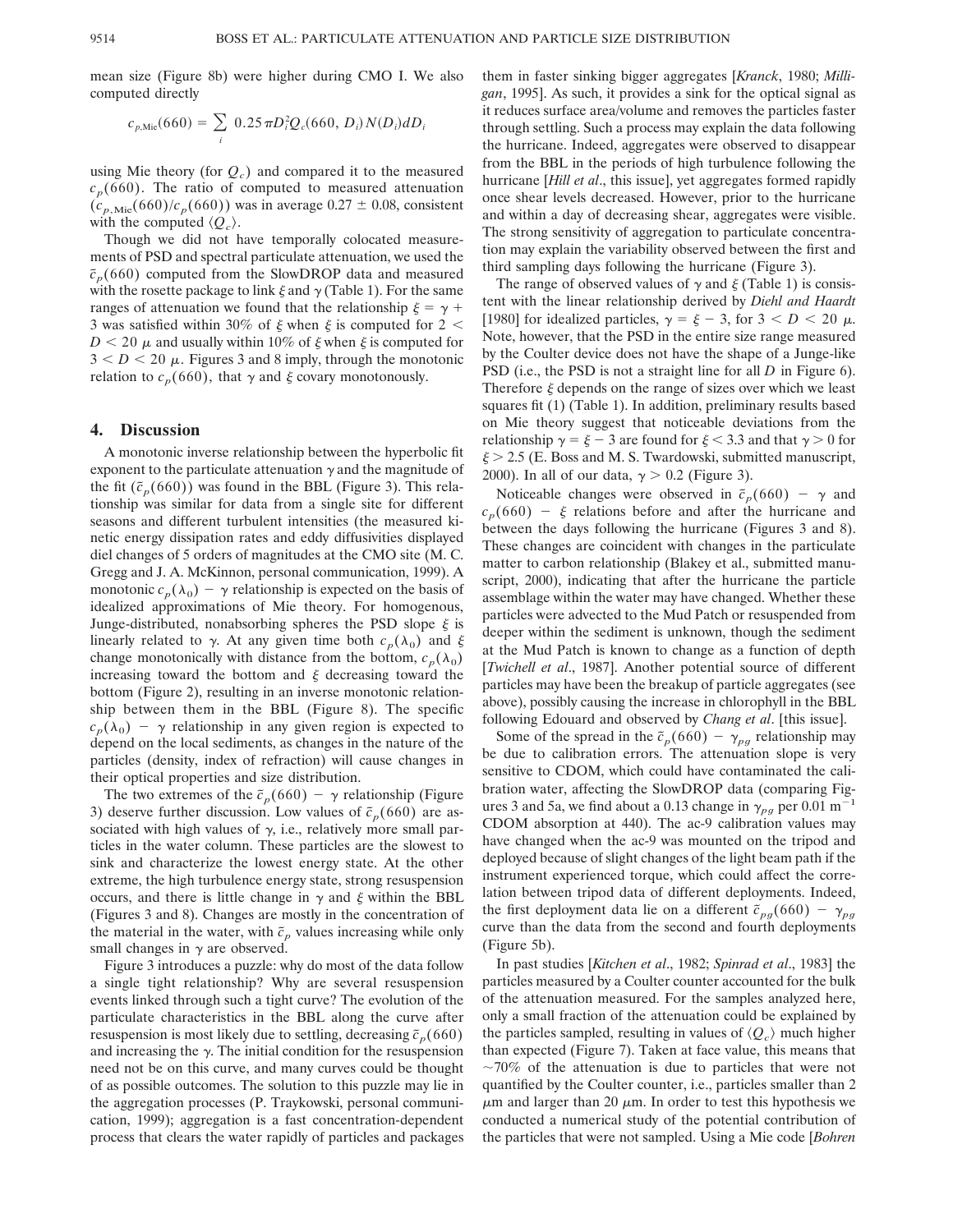mean size (Figure 8b) were higher during CMO I. We also computed directly

$$c_{p,\mathrm{Mie}}(660) = \sum_i 0.25\pi D_i^2 Q_c(660, D_i) N(D_i) dD_i$$

using Mie theory (for $Q_c$) and compared it to the measured $c_p(660)$. The ratio of computed to measured attenuation $(c_{p,\mathrm{Mie}}(660)/c_p(660))$ was in average $0.27 \pm 0.08$, consistent with the computed $\langle Q_c \rangle$.

Though we did not have temporally colocated measurements of PSD and spectral particulate attenuation, we used the $\bar{c}_p(660)$ computed from the SlowDROP data and measured with the rosette package to link $\xi$ and $\gamma$ (Table 1). For the same ranges of attenuation we found that the relationship $\xi = \gamma + 3$ was satisfied within 30% of $\xi$ when $\xi$ is computed for $2 < D < 20$ $\mu$ and usually within 10% of $\xi$ when $\xi$ is computed for $3 < D < 20$ $\mu$. Figures 3 and 8 imply, through the monotonic relation to $c_p(660)$, that $\gamma$ and $\xi$ covary monotonously.

## 4. Discussion

A monotonic inverse relationship between the hyperbolic fit exponent to the particulate attenuation $\gamma$ and the magnitude of the fit ($\bar{c}_p(660)$) was found in the BBL (Figure 3). This relationship was similar for data from a single site for different seasons and different turbulent intensities (the measured kinetic energy dissipation rates and eddy diffusivities displayed diel changes of 5 orders of magnitudes at the CMO site (M. C. Gregg and J. A. McKinnon, personal communication, 1999). A monotonic $c_p(\lambda_0) - \gamma$ relationship is expected on the basis of idealized approximations of Mie theory. For homogenous, Junge-distributed, nonabsorbing spheres the PSD slope $\xi$ is linearly related to $\gamma$. At any given time both $c_p(\lambda_0)$ and $\xi$ change monotonically with distance from the bottom, $c_p(\lambda_0)$ increasing toward the bottom and $\xi$ decreasing toward the bottom (Figure 2), resulting in an inverse monotonic relationship between them in the BBL (Figure 8). The specific $c_p(\lambda_0) - \gamma$ relationship in any given region is expected to depend on the local sediments, as changes in the nature of the particles (density, index of refraction) will cause changes in their optical properties and size distribution.

The two extremes of the $\bar{c}_p(660) - \gamma$ relationship (Figure 3) deserve further discussion. Low values of $\bar{c}_p(660)$ are associated with high values of $\gamma$, i.e., relatively more small particles in the water column. These particles are the slowest to sink and characterize the lowest energy state. At the other extreme, the high turbulence energy state, strong resuspension occurs, and there is little change in $\gamma$ and $\xi$ within the BBL (Figures 3 and 8). Changes are mostly in the concentration of the material in the water, with $\bar{c}_p$ values increasing while only small changes in $\gamma$ are observed.

Figure 3 introduces a puzzle: why do most of the data follow a single tight relationship? Why are several resuspension events linked through such a tight curve? The evolution of the particulate characteristics in the BBL along the curve after resuspension is most likely due to settling, decreasing $\bar{c}_p(660)$ and increasing the $\gamma$. The initial condition for the resuspension need not be on this curve, and many curves could be thought of as possible outcomes. The solution to this puzzle may lie in the aggregation processes (P. Traykowski, personal communication, 1999); aggregation is a fast concentration-dependent process that clears the water rapidly of particles and packages them in faster sinking bigger aggregates [*Kranck*, 1980; *Milligan*, 1995]. As such, it provides a sink for the optical signal as it reduces surface area/volume and removes the particles faster through settling. Such a process may explain the data following the hurricane. Indeed, aggregates were observed to disappear from the BBL in the periods of high turbulence following the hurricane [*Hill et al*., this issue], yet aggregates formed rapidly once shear levels decreased. However, prior to the hurricane and within a day of decreasing shear, aggregates were visible. The strong sensitivity of aggregation to particulate concentration may explain the variability observed between the first and third sampling days following the hurricane (Figure 3).

The range of observed values of $\gamma$ and $\xi$ (Table 1) is consistent with the linear relationship derived by *Diehl and Haardt* [1980] for idealized particles, $\gamma = \xi - 3$, for $3 < D < 20$ $\mu$. Note, however, that the PSD in the entire size range measured by the Coulter device does not have the shape of a Junge-like PSD (i.e., the PSD is not a straight line for all $D$ in Figure 6). Therefore $\xi$ depends on the range of sizes over which we least squares fit (1) (Table 1). In addition, preliminary results based on Mie theory suggest that noticeable deviations from the relationship $\gamma = \xi - 3$ are found for $\xi < 3.3$ and that $\gamma > 0$ for $\xi > 2.5$ (E. Boss and M. S. Twardowski, submitted manuscript, 2000). In all of our data, $\gamma > 0.2$ (Figure 3).

Noticeable changes were observed in $\bar{c}_p(660) - \gamma$ and $c_p(660) - \xi$ relations before and after the hurricane and between the days following the hurricane (Figures 3 and 8). These changes are coincident with changes in the particulate matter to carbon relationship (Blakey et al., submitted manuscript, 2000), indicating that after the hurricane the particle assemblage within the water may have changed. Whether these particles were advected to the Mud Patch or resuspended from deeper within the sediment is unknown, though the sediment at the Mud Patch is known to change as a function of depth [*Twichell et al*., 1987]. Another potential source of different particles may have been the breakup of particle aggregates (see above), possibly causing the increase in chlorophyll in the BBL following Edouard and observed by *Chang et al*. [this issue].

Some of the spread in the $\bar{c}_p(660) - \gamma_{pg}$ relationship may be due to calibration errors. The attenuation slope is very sensitive to CDOM, which could have contaminated the calibration water, affecting the SlowDROP data (comparing Figures 3 and 5a, we find about a 0.13 change in $\gamma_{pg}$ per 0.01 $\mathrm{m}^{-1}$ CDOM absorption at 440). The ac-9 calibration values may have changed when the ac-9 was mounted on the tripod and deployed because of slight changes of the light beam path if the instrument experienced torque, which could affect the correlation between tripod data of different deployments. Indeed, the first deployment data lie on a different $\bar{c}_{pg}(660) - \gamma_{pg}$ curve than the data from the second and fourth deployments (Figure 5b).

In past studies [*Kitchen et al*., 1982; *Spinrad et al*., 1983] the particles measured by a Coulter counter accounted for the bulk of the attenuation measured. For the samples analyzed here, only a small fraction of the attenuation could be explained by the particles sampled, resulting in values of $\langle Q_c \rangle$ much higher than expected (Figure 7). Taken at face value, this means that ~70% of the attenuation is due to particles that were not quantified by the Coulter counter, i.e., particles smaller than 2 $\mu$m and larger than 20 $\mu$m. In order to test this hypothesis we conducted a numerical study of the potential contribution of the particles that were not sampled. Using a Mie code [*Bohren*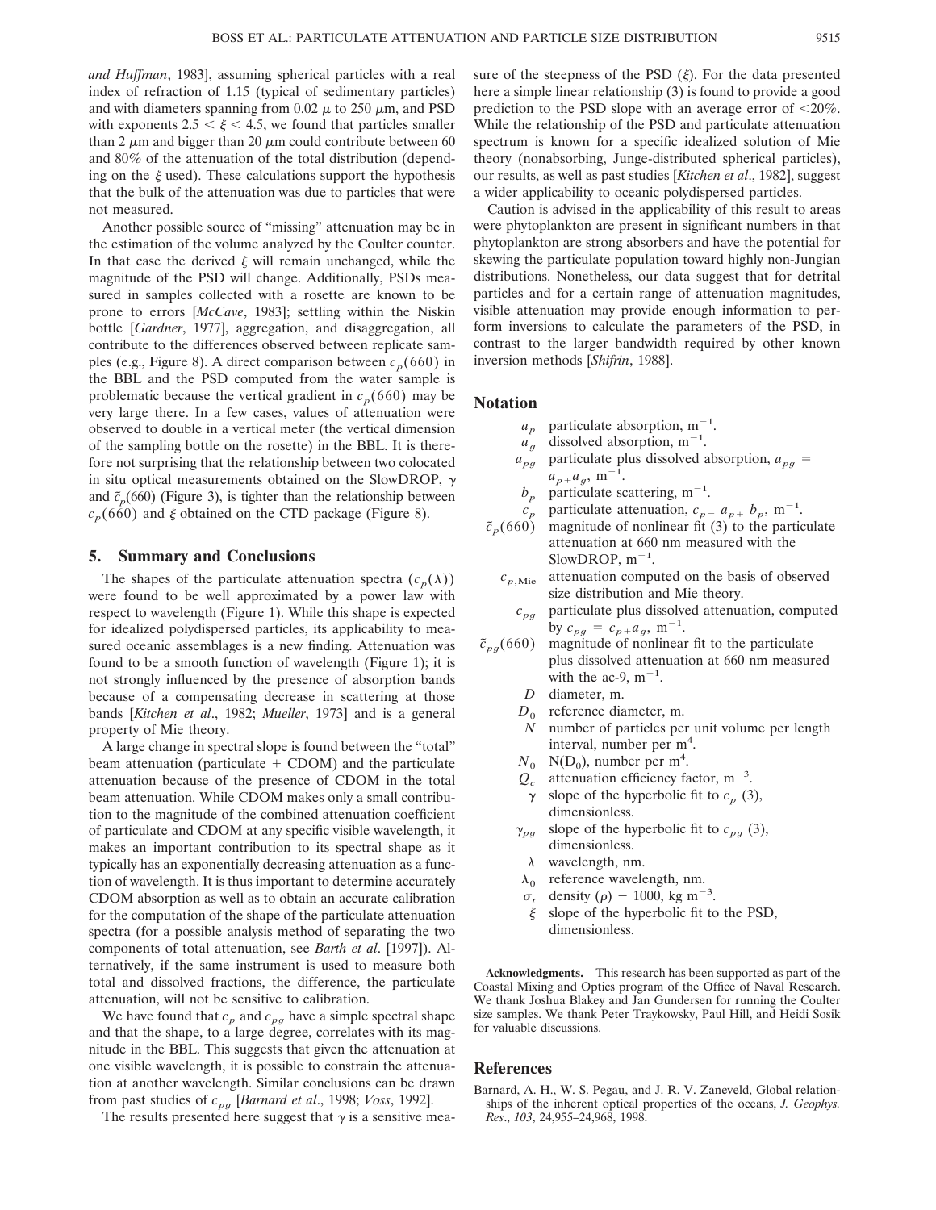*and Huffman*, 1983], assuming spherical particles with a real index of refraction of 1.15 (typical of sedimentary particles) and with diameters spanning from 0.02 $\mu$ to 250 $\mu$m, and PSD with exponents $2.5 < \xi < 4.5$, we found that particles smaller than 2 $\mu$m and bigger than 20 $\mu$m could contribute between 60 and 80% of the attenuation of the total distribution (depending on the $\xi$ used). These calculations support the hypothesis that the bulk of the attenuation was due to particles that were not measured.

Another possible source of "missing" attenuation may be in the estimation of the volume analyzed by the Coulter counter. In that case the derived $\xi$ will remain unchanged, while the magnitude of the PSD will change. Additionally, PSDs measured in samples collected with a rosette are known to be prone to errors [*McCave*, 1983]; settling within the Niskin bottle [*Gardner*, 1977], aggregation, and disaggregation, all contribute to the differences observed between replicate samples (e.g., Figure 8). A direct comparison between $c_p(660)$ in the BBL and the PSD computed from the water sample is problematic because the vertical gradient in $c_p(660)$ may be very large there. In a few cases, values of attenuation were observed to double in a vertical meter (the vertical dimension of the sampling bottle on the rosette) in the BBL. It is therefore not surprising that the relationship between two colocated in situ optical measurements obtained on the SlowDROP, $\gamma$ and $\bar{c}_p(660)$ (Figure 3), is tighter than the relationship between $c_p(660)$ and $\xi$ obtained on the CTD package (Figure 8).

## 5. Summary and Conclusions

The shapes of the particulate attenuation spectra ($c_p(\lambda)$) were found to be well approximated by a power law with respect to wavelength (Figure 1). While this shape is expected for idealized polydispersed particles, its applicability to measured oceanic assemblages is a new finding. Attenuation was found to be a smooth function of wavelength (Figure 1); it is not strongly influenced by the presence of absorption bands because of a compensating decrease in scattering at those bands [*Kitchen et al*., 1982; *Mueller*, 1973] and is a general property of Mie theory.

A large change in spectral slope is found between the "total" beam attenuation (particulate + CDOM) and the particulate attenuation because of the presence of CDOM in the total beam attenuation. While CDOM makes only a small contribution to the magnitude of the combined attenuation coefficient of particulate and CDOM at any specific visible wavelength, it makes an important contribution to its spectral shape as it typically has an exponentially decreasing attenuation as a function of wavelength. It is thus important to determine accurately CDOM absorption as well as to obtain an accurate calibration for the computation of the shape of the particulate attenuation spectra (for a possible analysis method of separating the two components of total attenuation, see *Barth et al*. [1997]). Alternatively, if the same instrument is used to measure both total and dissolved fractions, the difference, the particulate attenuation, will not be sensitive to calibration.

We have found that $c_p$ and $c_{pg}$ have a simple spectral shape and that the shape, to a large degree, correlates with its magnitude in the BBL. This suggests that given the attenuation at one visible wavelength, it is possible to constrain the attenuation at another wavelength. Similar conclusions can be drawn from past studies of $c_{pg}$ [*Barnard et al*., 1998; *Voss*, 1992].

The results presented here suggest that $\gamma$ is a sensitive measure of the steepness of the PSD ($\xi$). For the data presented here a simple linear relationship (3) is found to provide a good prediction to the PSD slope with an average error of <20%. While the relationship of the PSD and particulate attenuation spectrum is known for a specific idealized solution of Mie theory (nonabsorbing, Junge-distributed spherical particles), our results, as well as past studies [*Kitchen et al*., 1982], suggest a wider applicability to oceanic polydispersed particles.

Caution is advised in the applicability of this result to areas were phytoplankton are present in significant numbers in that phytoplankton are strong absorbers and have the potential for skewing the particulate population toward highly non-Jungian distributions. Nonetheless, our data suggest that for detrital particles and for a certain range of attenuation magnitudes, visible attenuation may provide enough information to perform inversions to calculate the parameters of the PSD, in contrast to the larger bandwidth required by other known inversion methods [*Shifrin*, 1988].

## Notation

- $a_p$ particulate absorption, $m^{-1}$.
- $a_g$ dissolved absorption, $m^{-1}$.
- $a_{pg}$ particulate plus dissolved absorption, $a_{pg} = a_p + a_g$, $m^{-1}$.
- $b_p$ particulate scattering, $m^{-1}$.
- $c_p$ particulate attenuation, $c_p = a_p + b_p$, $m^{-1}$.
- $\bar{c}_p(660)$ magnitude of nonlinear fit (3) to the particulate attenuation at 660 nm measured with the SlowDROP, $m^{-1}$.
- $c_{p,\text{Mie}}$ attenuation computed on the basis of observed size distribution and Mie theory.
- $c_{pg}$ particulate plus dissolved attenuation, computed by $c_{pg} = c_p + a_g$, $m^{-1}$.
- $\bar{c}_{pg}(660)$ magnitude of nonlinear fit to the particulate plus dissolved attenuation at 660 nm measured with the ac-9, $m^{-1}$.
- $D$ diameter, m.
- $D_0$ reference diameter, m.
- $N$ number of particles per unit volume per length interval, number per $m^4$.
- $N_0$ $N(D_0)$, number per $m^4$.
- $Q_c$ attenuation efficiency factor, $m^{-3}$.
- $\gamma$ slope of the hyperbolic fit to $c_p$ (3), dimensionless.
- $\gamma_{pg}$ slope of the hyperbolic fit to $c_{pg}$ (3), dimensionless.
- $\lambda$ wavelength, nm.
- $\lambda_0$ reference wavelength, nm.
- $\sigma_t$ density ($\rho$) − 1000, kg $m^{-3}$.
- $\xi$ slope of the hyperbolic fit to the PSD, dimensionless.

**Acknowledgments.** This research has been supported as part of the Coastal Mixing and Optics program of the Office of Naval Research. We thank Joshua Blakey and Jan Gundersen for running the Coulter size samples. We thank Peter Traykowsky, Paul Hill, and Heidi Sosik for valuable discussions.

## References

Barnard, A. H., W. S. Pegau, and J. R. V. Zaneveld, Global relationships of the inherent optical properties of the oceans, *J. Geophys. Res*., *103*, 24,955–24,968, 1998.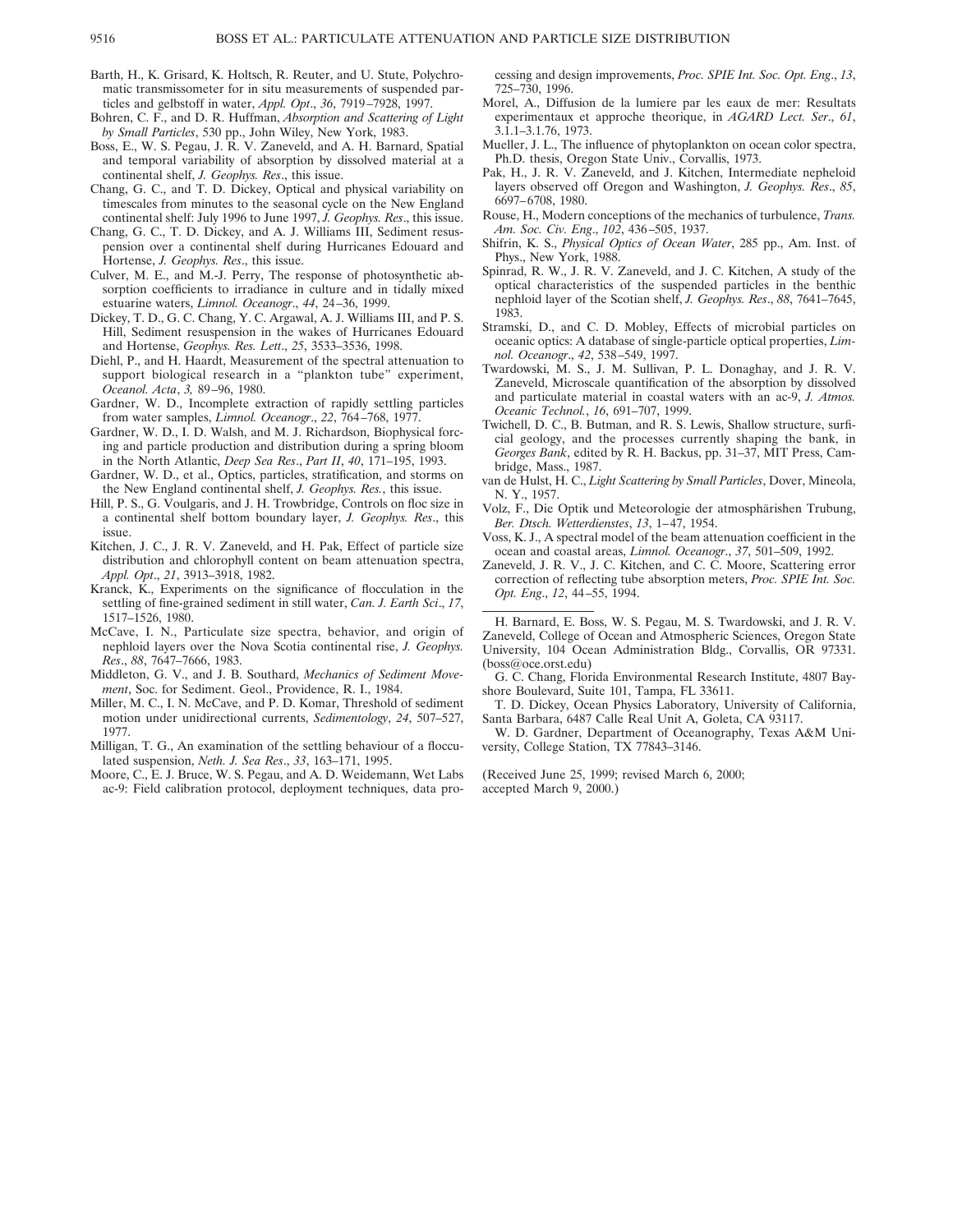Barth, H., K. Grisard, K. Holtsch, R. Reuter, and U. Stute, Polychromatic transmissometer for in situ measurements of suspended particles and gelbstoff in water, *Appl. Opt*., *36*, 7919–7928, 1997.

Bohren, C. F., and D. R. Huffman, *Absorption and Scattering of Light by Small Particles*, 530 pp., John Wiley, New York, 1983.

Boss, E., W. S. Pegau, J. R. V. Zaneveld, and A. H. Barnard, Spatial and temporal variability of absorption by dissolved material at a continental shelf, *J. Geophys. Res*., this issue.

Chang, G. C., and T. D. Dickey, Optical and physical variability on timescales from minutes to the seasonal cycle on the New England continental shelf: July 1996 to June 1997, *J. Geophys. Res*., this issue.

Chang, G. C., T. D. Dickey, and A. J. Williams III, Sediment resuspension over a continental shelf during Hurricanes Edouard and Hortense, *J. Geophys. Res*., this issue.

Culver, M. E., and M.-J. Perry, The response of photosynthetic absorption coefficients to irradiance in culture and in tidally mixed estuarine waters, *Limnol. Oceanogr*., *44*, 24–36, 1999.

Dickey, T. D., G. C. Chang, Y. C. Argawal, A. J. Williams III, and P. S. Hill, Sediment resuspension in the wakes of Hurricanes Edouard and Hortense, *Geophys. Res. Lett*., *25*, 3533–3536, 1998.

Diehl, P., and H. Haardt, Measurement of the spectral attenuation to support biological research in a "plankton tube" experiment, *Oceanol. Acta*, *3,* 89–96, 1980.

Gardner, W. D., Incomplete extraction of rapidly settling particles from water samples, *Limnol. Oceanogr*., *22*, 764–768, 1977.

Gardner, W. D., I. D. Walsh, and M. J. Richardson, Biophysical forcing and particle production and distribution during a spring bloom in the North Atlantic, *Deep Sea Res*., *Part II*, *40*, 171–195, 1993.

Gardner, W. D., et al., Optics, particles, stratification, and storms on the New England continental shelf, *J. Geophys. Res.*, this issue.

Hill, P. S., G. Voulgaris, and J. H. Trowbridge, Controls on floc size in a continental shelf bottom boundary layer, *J. Geophys. Res*., this issue.

Kitchen, J. C., J. R. V. Zaneveld, and H. Pak, Effect of particle size distribution and chlorophyll content on beam attenuation spectra, *Appl. Opt*., *21*, 3913–3918, 1982.

Kranck, K., Experiments on the significance of flocculation in the settling of fine-grained sediment in still water, *Can. J. Earth Sci*., *17*, 1517–1526, 1980.

McCave, I. N., Particulate size spectra, behavior, and origin of nephloid layers over the Nova Scotia continental rise, *J. Geophys. Res*., *88*, 7647–7666, 1983.

Middleton, G. V., and J. B. Southard, *Mechanics of Sediment Movement*, Soc. for Sediment. Geol., Providence, R. I., 1984.

Miller, M. C., I. N. McCave, and P. D. Komar, Threshold of sediment motion under unidirectional currents, *Sedimentology*, *24*, 507–527, 1977.

Milligan, T. G., An examination of the settling behaviour of a flocculated suspension, *Neth. J. Sea Res*., *33*, 163–171, 1995.

Moore, C., E. J. Bruce, W. S. Pegau, and A. D. Weidemann, Wet Labs ac-9: Field calibration protocol, deployment techniques, data processing and design improvements, *Proc. SPIE Int. Soc. Opt. Eng*., *13*, 725–730, 1996.

Morel, A., Diffusion de la lumiere par les eaux de mer: Resultats experimentaux et approche theorique, in *AGARD Lect. Ser*., *61*, 3.1.1–3.1.76, 1973.

Mueller, J. L., The influence of phytoplankton on ocean color spectra, Ph.D. thesis, Oregon State Univ., Corvallis, 1973.

Pak, H., J. R. V. Zaneveld, and J. Kitchen, Intermediate nepheloid layers observed off Oregon and Washington, *J. Geophys. Res*., *85*, 6697–6708, 1980.

Rouse, H., Modern conceptions of the mechanics of turbulence, *Trans. Am. Soc. Civ. Eng*., *102*, 436–505, 1937.

Shifrin, K. S., *Physical Optics of Ocean Water*, 285 pp., Am. Inst. of Phys., New York, 1988.

Spinrad, R. W., J. R. V. Zaneveld, and J. C. Kitchen, A study of the optical characteristics of the suspended particles in the benthic nephloid layer of the Scotian shelf, *J. Geophys. Res*., *88*, 7641–7645, 1983.

Stramski, D., and C. D. Mobley, Effects of microbial particles on oceanic optics: A database of single-particle optical properties, *Limnol. Oceanogr*., *42*, 538–549, 1997.

Twardowski, M. S., J. M. Sullivan, P. L. Donaghay, and J. R. V. Zaneveld, Microscale quantification of the absorption by dissolved and particulate material in coastal waters with an ac-9, *J. Atmos. Oceanic Technol.*, *16*, 691–707, 1999.

Twichell, D. C., B. Butman, and R. S. Lewis, Shallow structure, surficial geology, and the processes currently shaping the bank, in *Georges Bank*, edited by R. H. Backus, pp. 31–37, MIT Press, Cambridge, Mass., 1987.

van de Hulst, H. C., *Light Scattering by Small Particles*, Dover, Mineola, N. Y., 1957.

Volz, F., Die Optik und Meteorologie der atmosphärishen Trubung, *Ber. Dtsch. Wetterdienstes*, *13*, 1–47, 1954.

Voss, K. J., A spectral model of the beam attenuation coefficient in the ocean and coastal areas, *Limnol. Oceanogr*., *37*, 501–509, 1992.

Zaneveld, J. R. V., J. C. Kitchen, and C. C. Moore, Scattering error correction of reflecting tube absorption meters, *Proc. SPIE Int. Soc. Opt. Eng*., *12*, 44–55, 1994.

---

H. Barnard, E. Boss, W. S. Pegau, M. S. Twardowski, and J. R. V. Zaneveld, College of Ocean and Atmospheric Sciences, Oregon State University, 104 Ocean Administration Bldg., Corvallis, OR 97331. (boss@oce.orst.edu)

G. C. Chang, Florida Environmental Research Institute, 4807 Bayshore Boulevard, Suite 101, Tampa, FL 33611.

T. D. Dickey, Ocean Physics Laboratory, University of California, Santa Barbara, 6487 Calle Real Unit A, Goleta, CA 93117.

W. D. Gardner, Department of Oceanography, Texas A&M University, College Station, TX 77843-3146.

(Received June 25, 1999; revised March 6, 2000;
accepted March 9, 2000.)